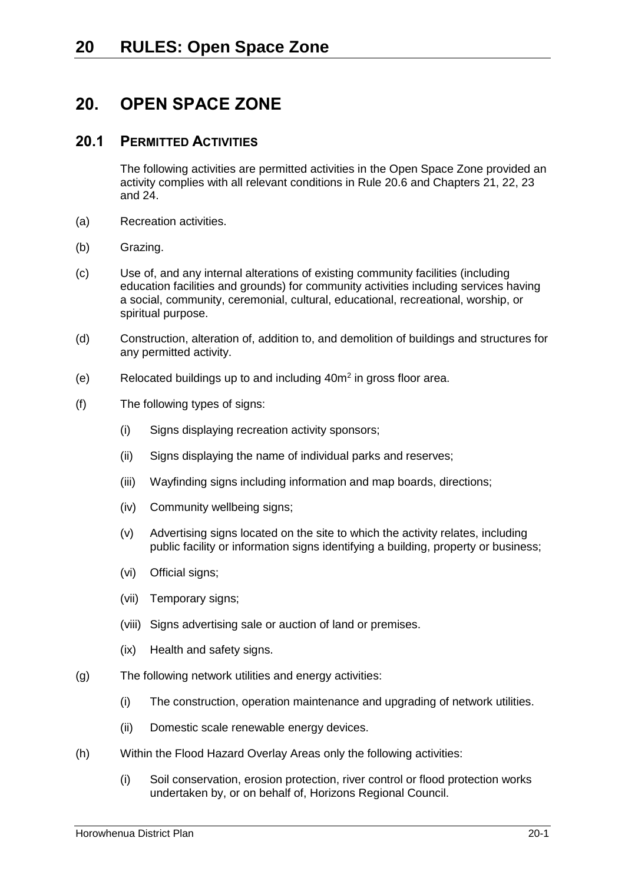# 20. OPEN SPACE ZONE

## 20.1 PERMITTED ACTIVITIES

The following activities are permitted activities in the Open Space Zone provided an activity complies with all relevant conditions in Rule 20.6 and Chapters 21, 22, 23 and 24.

(a) Recreation activities.

(b) Grazing.

(c) Use of, and any internal alterations of existing community facilities (including education facilities and grounds) for community activities including services having a social, community, ceremonial, cultural, educational, recreational, worship, or spiritual purpose.

(d) Construction, alteration of, addition to, and demolition of buildings and structures for any permitted activity.

(e) Relocated buildings up to and including 40m$^2$ in gross floor area.

(f) The following types of signs:

- (i) Signs displaying recreation activity sponsors;
- (ii) Signs displaying the name of individual parks and reserves;
- (iii) Wayfinding signs including information and map boards, directions;
- (iv) Community wellbeing signs;
- (v) Advertising signs located on the site to which the activity relates, including public facility or information signs identifying a building, property or business;
- (vi) Official signs;
- (vii) Temporary signs;
- (viii) Signs advertising sale or auction of land or premises.
- (ix) Health and safety signs.

(g) The following network utilities and energy activities:

- (i) The construction, operation maintenance and upgrading of network utilities.
- (ii) Domestic scale renewable energy devices.

(h) Within the Flood Hazard Overlay Areas only the following activities:

- (i) Soil conservation, erosion protection, river control or flood protection works undertaken by, or on behalf of, Horizons Regional Council.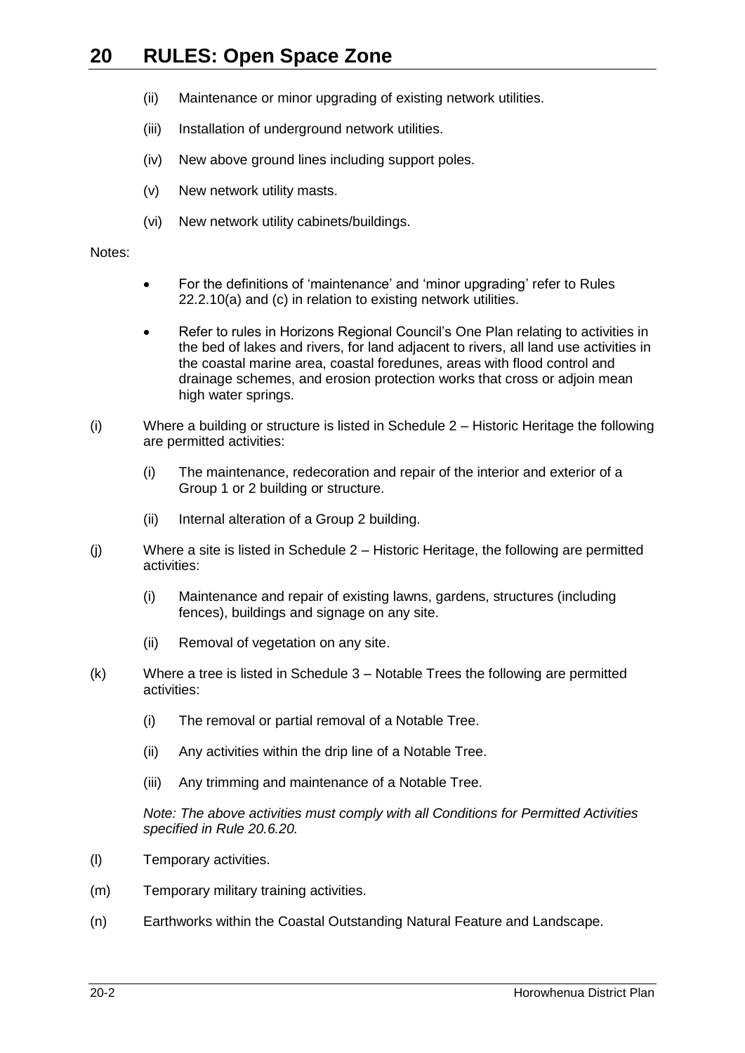(ii) Maintenance or minor upgrading of existing network utilities.

(iii) Installation of underground network utilities.

(iv) New above ground lines including support poles.

(v) New network utility masts.

(vi) New network utility cabinets/buildings.

Notes:

- For the definitions of 'maintenance' and 'minor upgrading' refer to Rules 22.2.10(a) and (c) in relation to existing network utilities.
- Refer to rules in Horizons Regional Council's One Plan relating to activities in the bed of lakes and rivers, for land adjacent to rivers, all land use activities in the coastal marine area, coastal foredunes, areas with flood control and drainage schemes, and erosion protection works that cross or adjoin mean high water springs.

(i) Where a building or structure is listed in Schedule 2 – Historic Heritage the following are permitted activities:

(i) The maintenance, redecoration and repair of the interior and exterior of a Group 1 or 2 building or structure.

(ii) Internal alteration of a Group 2 building.

(j) Where a site is listed in Schedule 2 – Historic Heritage, the following are permitted activities:

(i) Maintenance and repair of existing lawns, gardens, structures (including fences), buildings and signage on any site.

(ii) Removal of vegetation on any site.

(k) Where a tree is listed in Schedule 3 – Notable Trees the following are permitted activities:

(i) The removal or partial removal of a Notable Tree.

(ii) Any activities within the drip line of a Notable Tree.

(iii) Any trimming and maintenance of a Notable Tree.

*Note: The above activities must comply with all Conditions for Permitted Activities specified in Rule 20.6.20.*

(l) Temporary activities.

(m) Temporary military training activities.

(n) Earthworks within the Coastal Outstanding Natural Feature and Landscape.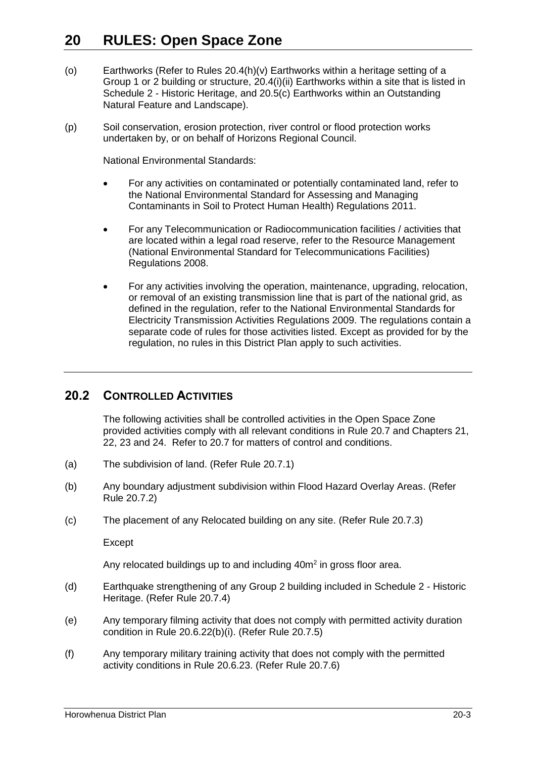# 20 RULES: Open Space Zone

(o) Earthworks (Refer to Rules 20.4(h)(v) Earthworks within a heritage setting of a Group 1 or 2 building or structure, 20.4(i)(ii) Earthworks within a site that is listed in Schedule 2 - Historic Heritage, and 20.5(c) Earthworks within an Outstanding Natural Feature and Landscape).

(p) Soil conservation, erosion protection, river control or flood protection works undertaken by, or on behalf of Horizons Regional Council.

National Environmental Standards:

- For any activities on contaminated or potentially contaminated land, refer to the National Environmental Standard for Assessing and Managing Contaminants in Soil to Protect Human Health) Regulations 2011.
- For any Telecommunication or Radiocommunication facilities / activities that are located within a legal road reserve, refer to the Resource Management (National Environmental Standard for Telecommunications Facilities) Regulations 2008.
- For any activities involving the operation, maintenance, upgrading, relocation, or removal of an existing transmission line that is part of the national grid, as defined in the regulation, refer to the National Environmental Standards for Electricity Transmission Activities Regulations 2009. The regulations contain a separate code of rules for those activities listed. Except as provided for by the regulation, no rules in this District Plan apply to such activities.

## 20.2 CONTROLLED ACTIVITIES

The following activities shall be controlled activities in the Open Space Zone provided activities comply with all relevant conditions in Rule 20.7 and Chapters 21, 22, 23 and 24. Refer to 20.7 for matters of control and conditions.

(a) The subdivision of land. (Refer Rule 20.7.1)

(b) Any boundary adjustment subdivision within Flood Hazard Overlay Areas. (Refer Rule 20.7.2)

(c) The placement of any Relocated building on any site. (Refer Rule 20.7.3)

Except

Any relocated buildings up to and including 40m$^2$ in gross floor area.

(d) Earthquake strengthening of any Group 2 building included in Schedule 2 - Historic Heritage. (Refer Rule 20.7.4)

(e) Any temporary filming activity that does not comply with permitted activity duration condition in Rule 20.6.22(b)(i). (Refer Rule 20.7.5)

(f) Any temporary military training activity that does not comply with the permitted activity conditions in Rule 20.6.23. (Refer Rule 20.7.6)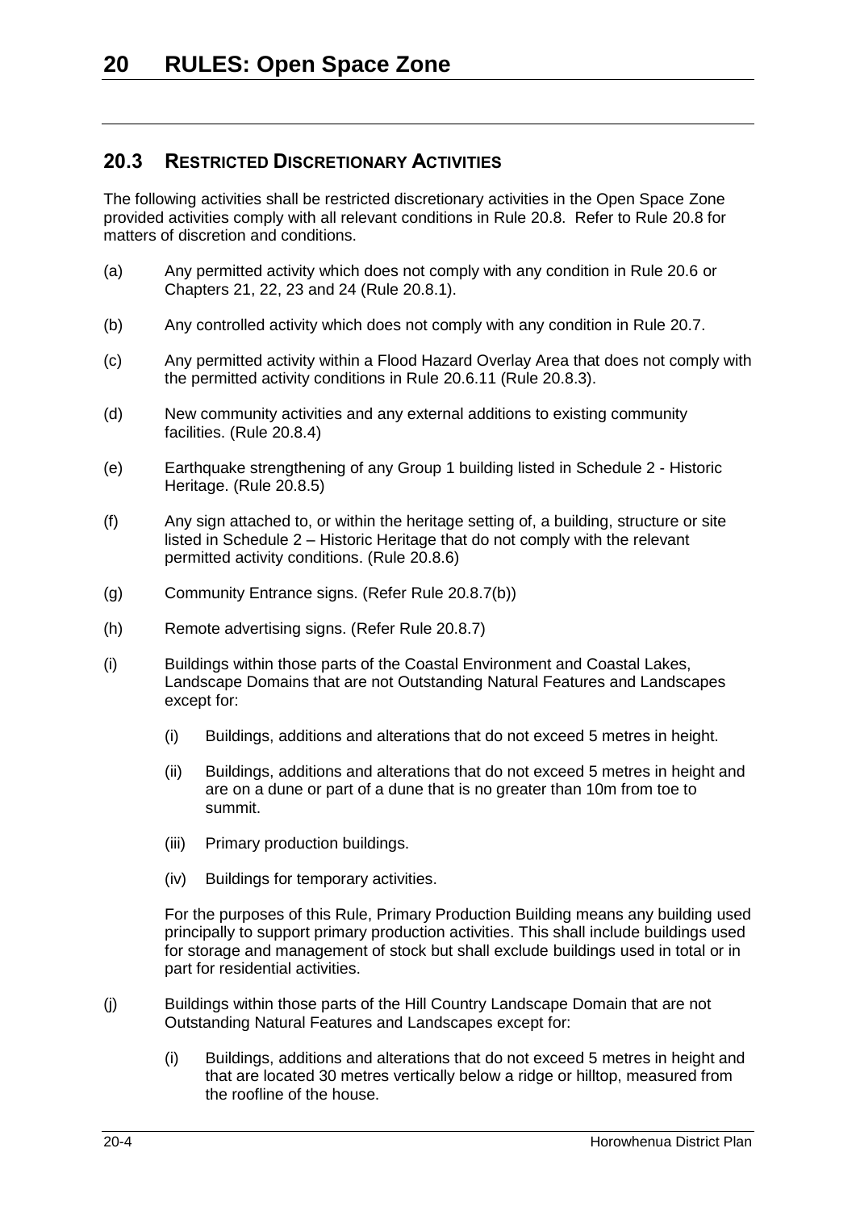# 20 RULES: Open Space Zone

## 20.3 RESTRICTED DISCRETIONARY ACTIVITIES

The following activities shall be restricted discretionary activities in the Open Space Zone provided activities comply with all relevant conditions in Rule 20.8. Refer to Rule 20.8 for matters of discretion and conditions.

(a) Any permitted activity which does not comply with any condition in Rule 20.6 or Chapters 21, 22, 23 and 24 (Rule 20.8.1).

(b) Any controlled activity which does not comply with any condition in Rule 20.7.

(c) Any permitted activity within a Flood Hazard Overlay Area that does not comply with the permitted activity conditions in Rule 20.6.11 (Rule 20.8.3).

(d) New community activities and any external additions to existing community facilities. (Rule 20.8.4)

(e) Earthquake strengthening of any Group 1 building listed in Schedule 2 - Historic Heritage. (Rule 20.8.5)

(f) Any sign attached to, or within the heritage setting of, a building, structure or site listed in Schedule 2 – Historic Heritage that do not comply with the relevant permitted activity conditions. (Rule 20.8.6)

(g) Community Entrance signs. (Refer Rule 20.8.7(b))

(h) Remote advertising signs. (Refer Rule 20.8.7)

(i) Buildings within those parts of the Coastal Environment and Coastal Lakes, Landscape Domains that are not Outstanding Natural Features and Landscapes except for:

   (i) Buildings, additions and alterations that do not exceed 5 metres in height.

   (ii) Buildings, additions and alterations that do not exceed 5 metres in height and are on a dune or part of a dune that is no greater than 10m from toe to summit.

   (iii) Primary production buildings.

   (iv) Buildings for temporary activities.

   For the purposes of this Rule, Primary Production Building means any building used principally to support primary production activities. This shall include buildings used for storage and management of stock but shall exclude buildings used in total or in part for residential activities.

(j) Buildings within those parts of the Hill Country Landscape Domain that are not Outstanding Natural Features and Landscapes except for:

   (i) Buildings, additions and alterations that do not exceed 5 metres in height and that are located 30 metres vertically below a ridge or hilltop, measured from the roofline of the house.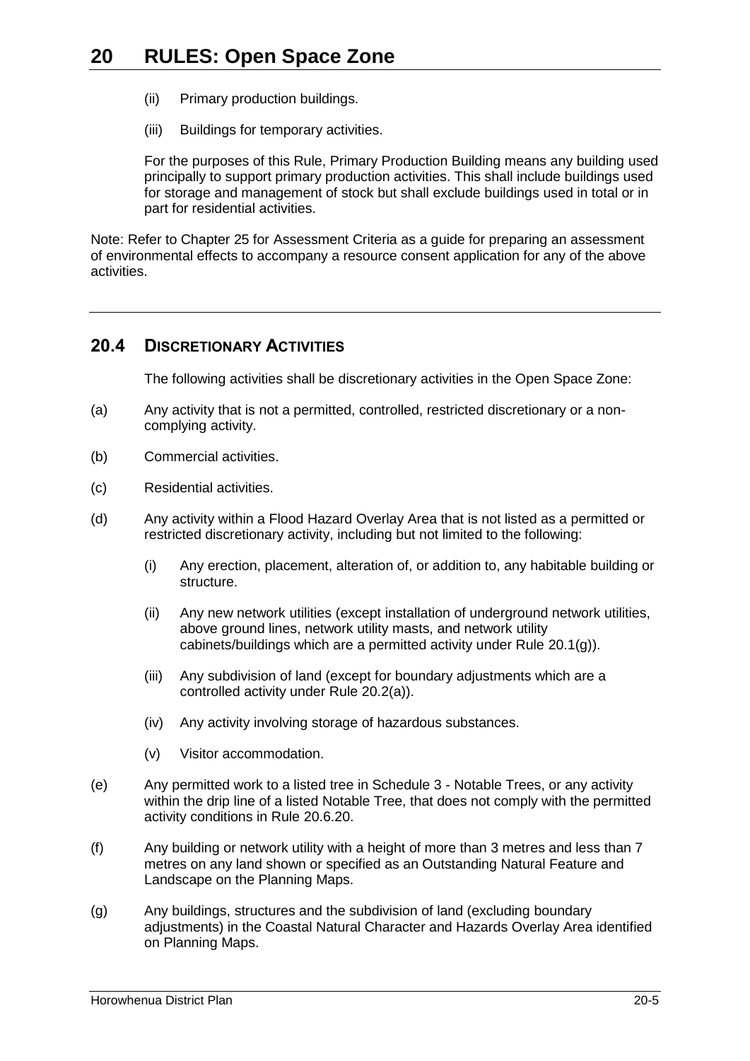(ii) Primary production buildings.

(iii) Buildings for temporary activities.

For the purposes of this Rule, Primary Production Building means any building used principally to support primary production activities. This shall include buildings used for storage and management of stock but shall exclude buildings used in total or in part for residential activities.

Note: Refer to Chapter 25 for Assessment Criteria as a guide for preparing an assessment of environmental effects to accompany a resource consent application for any of the above activities.

---

## 20.4 DISCRETIONARY ACTIVITIES

The following activities shall be discretionary activities in the Open Space Zone:

(a) Any activity that is not a permitted, controlled, restricted discretionary or a non-complying activity.

(b) Commercial activities.

(c) Residential activities.

(d) Any activity within a Flood Hazard Overlay Area that is not listed as a permitted or restricted discretionary activity, including but not limited to the following:

(i) Any erection, placement, alteration of, or addition to, any habitable building or structure.

(ii) Any new network utilities (except installation of underground network utilities, above ground lines, network utility masts, and network utility cabinets/buildings which are a permitted activity under Rule 20.1(g)).

(iii) Any subdivision of land (except for boundary adjustments which are a controlled activity under Rule 20.2(a)).

(iv) Any activity involving storage of hazardous substances.

(v) Visitor accommodation.

(e) Any permitted work to a listed tree in Schedule 3 - Notable Trees, or any activity within the drip line of a listed Notable Tree, that does not comply with the permitted activity conditions in Rule 20.6.20.

(f) Any building or network utility with a height of more than 3 metres and less than 7 metres on any land shown or specified as an Outstanding Natural Feature and Landscape on the Planning Maps.

(g) Any buildings, structures and the subdivision of land (excluding boundary adjustments) in the Coastal Natural Character and Hazards Overlay Area identified on Planning Maps.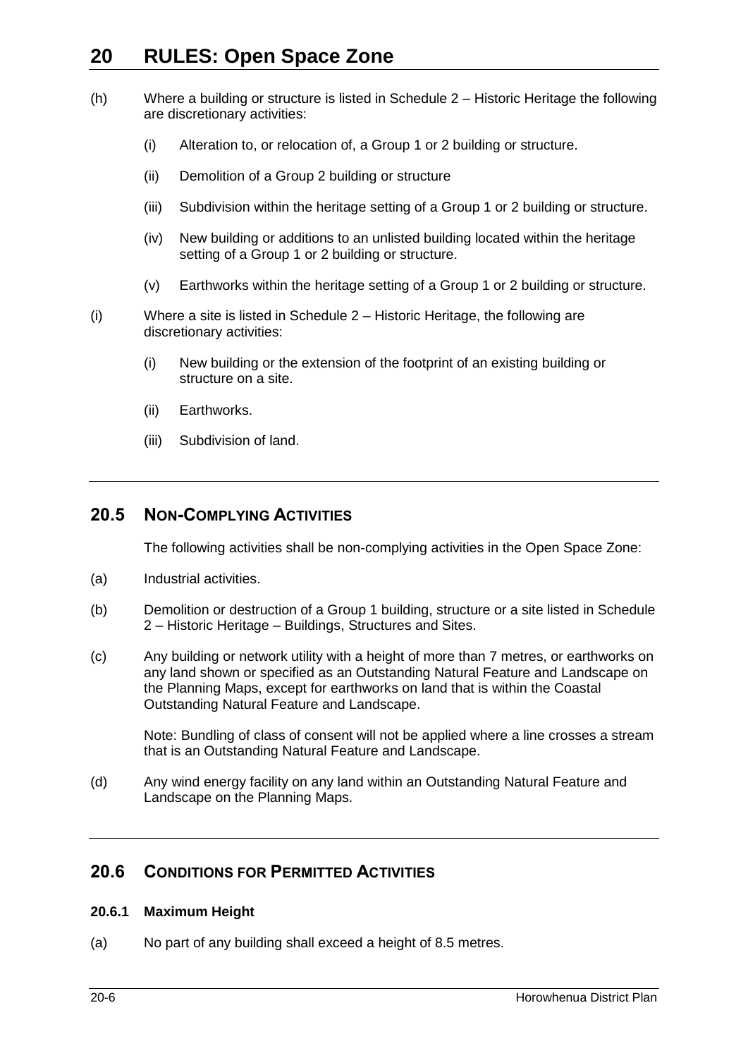(h) Where a building or structure is listed in Schedule 2 – Historic Heritage the following are discretionary activities:

   (i) Alteration to, or relocation of, a Group 1 or 2 building or structure.

   (ii) Demolition of a Group 2 building or structure

   (iii) Subdivision within the heritage setting of a Group 1 or 2 building or structure.

   (iv) New building or additions to an unlisted building located within the heritage setting of a Group 1 or 2 building or structure.

   (v) Earthworks within the heritage setting of a Group 1 or 2 building or structure.

(i) Where a site is listed in Schedule 2 – Historic Heritage, the following are discretionary activities:

   (i) New building or the extension of the footprint of an existing building or structure on a site.

   (ii) Earthworks.

   (iii) Subdivision of land.

## 20.5 NON-COMPLYING ACTIVITIES

The following activities shall be non-complying activities in the Open Space Zone:

(a) Industrial activities.

(b) Demolition or destruction of a Group 1 building, structure or a site listed in Schedule 2 – Historic Heritage – Buildings, Structures and Sites.

(c) Any building or network utility with a height of more than 7 metres, or earthworks on any land shown or specified as an Outstanding Natural Feature and Landscape on the Planning Maps, except for earthworks on land that is within the Coastal Outstanding Natural Feature and Landscape.

   Note: Bundling of class of consent will not be applied where a line crosses a stream that is an Outstanding Natural Feature and Landscape.

(d) Any wind energy facility on any land within an Outstanding Natural Feature and Landscape on the Planning Maps.

## 20.6 CONDITIONS FOR PERMITTED ACTIVITIES

### 20.6.1 Maximum Height

(a) No part of any building shall exceed a height of 8.5 metres.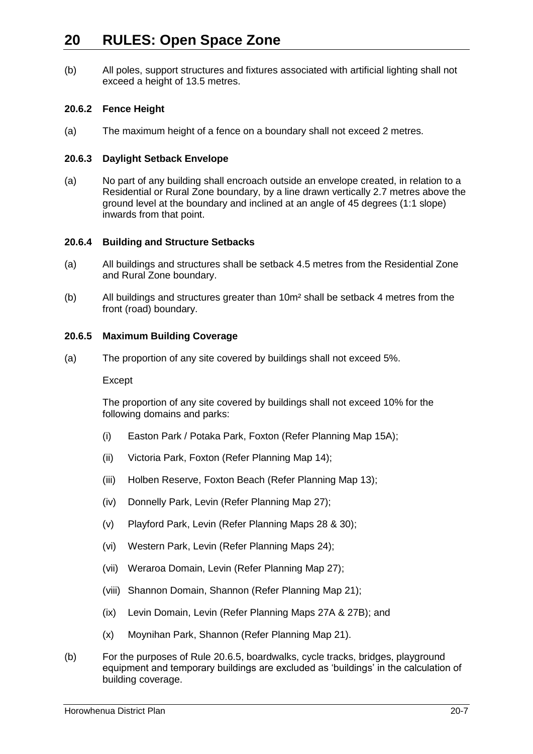(b) All poles, support structures and fixtures associated with artificial lighting shall not exceed a height of 13.5 metres.

### 20.6.2 Fence Height

(a) The maximum height of a fence on a boundary shall not exceed 2 metres.

### 20.6.3 Daylight Setback Envelope

(a) No part of any building shall encroach outside an envelope created, in relation to a Residential or Rural Zone boundary, by a line drawn vertically 2.7 metres above the ground level at the boundary and inclined at an angle of 45 degrees (1:1 slope) inwards from that point.

### 20.6.4 Building and Structure Setbacks

(a) All buildings and structures shall be setback 4.5 metres from the Residential Zone and Rural Zone boundary.

(b) All buildings and structures greater than 10m² shall be setback 4 metres from the front (road) boundary.

### 20.6.5 Maximum Building Coverage

(a) The proportion of any site covered by buildings shall not exceed 5%.

Except

The proportion of any site covered by buildings shall not exceed 10% for the following domains and parks:

(i) Easton Park / Potaka Park, Foxton (Refer Planning Map 15A);

(ii) Victoria Park, Foxton (Refer Planning Map 14);

(iii) Holben Reserve, Foxton Beach (Refer Planning Map 13);

(iv) Donnelly Park, Levin (Refer Planning Map 27);

(v) Playford Park, Levin (Refer Planning Maps 28 & 30);

(vi) Western Park, Levin (Refer Planning Maps 24);

(vii) Weraroa Domain, Levin (Refer Planning Map 27);

(viii) Shannon Domain, Shannon (Refer Planning Map 21);

(ix) Levin Domain, Levin (Refer Planning Maps 27A & 27B); and

(x) Moynihan Park, Shannon (Refer Planning Map 21).

(b) For the purposes of Rule 20.6.5, boardwalks, cycle tracks, bridges, playground equipment and temporary buildings are excluded as 'buildings' in the calculation of building coverage.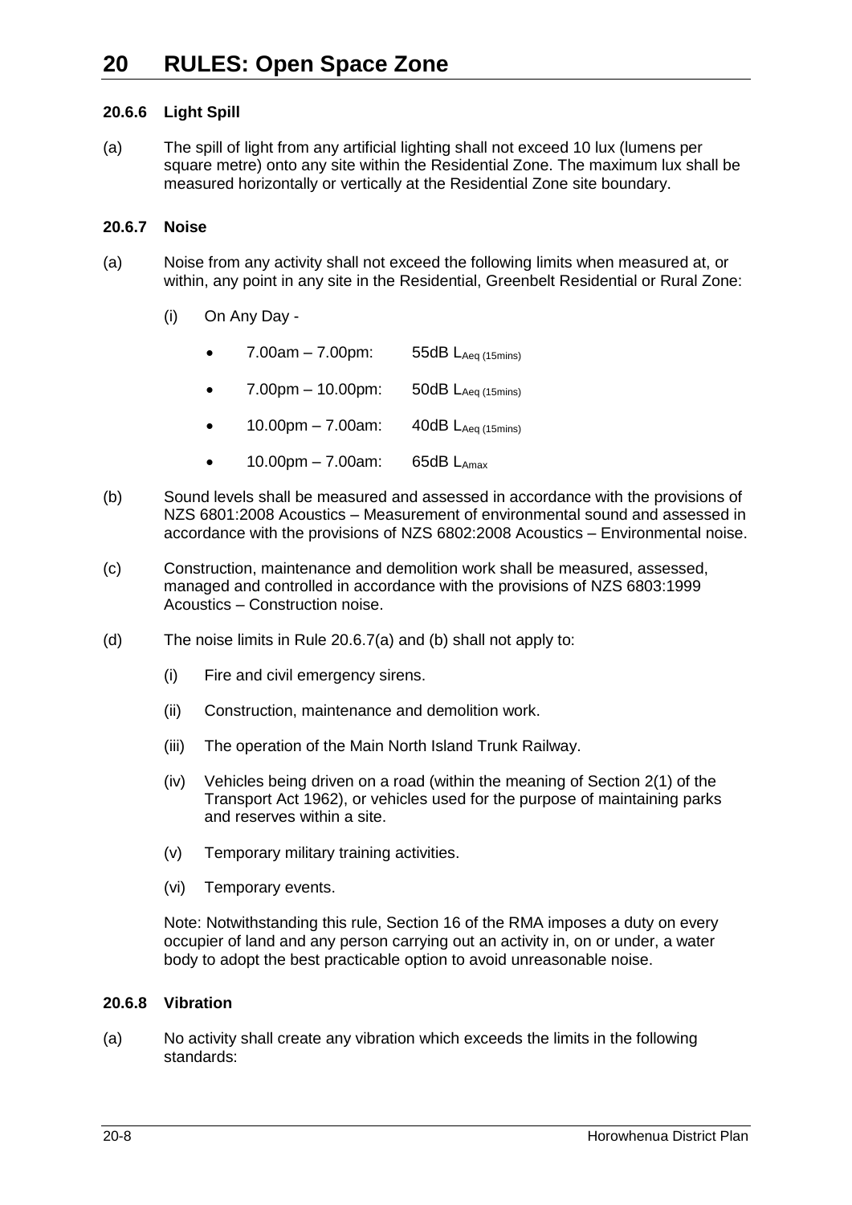# 20 RULES: Open Space Zone

### 20.6.6 Light Spill

(a) The spill of light from any artificial lighting shall not exceed 10 lux (lumens per square metre) onto any site within the Residential Zone. The maximum lux shall be measured horizontally or vertically at the Residential Zone site boundary.

### 20.6.7 Noise

(a) Noise from any activity shall not exceed the following limits when measured at, or within, any point in any site in the Residential, Greenbelt Residential or Rural Zone:

  (i) On Any Day -

  - 7.00am – 7.00pm: 55dB $L_{Aeq\,(15mins)}$
  - 7.00pm – 10.00pm: 50dB $L_{Aeq\,(15mins)}$
  - 10.00pm – 7.00am: 40dB $L_{Aeq\,(15mins)}$
  - 10.00pm – 7.00am: 65dB $L_{Amax}$

(b) Sound levels shall be measured and assessed in accordance with the provisions of NZS 6801:2008 Acoustics – Measurement of environmental sound and assessed in accordance with the provisions of NZS 6802:2008 Acoustics – Environmental noise.

(c) Construction, maintenance and demolition work shall be measured, assessed, managed and controlled in accordance with the provisions of NZS 6803:1999 Acoustics – Construction noise.

(d) The noise limits in Rule 20.6.7(a) and (b) shall not apply to:

  (i) Fire and civil emergency sirens.

  (ii) Construction, maintenance and demolition work.

  (iii) The operation of the Main North Island Trunk Railway.

  (iv) Vehicles being driven on a road (within the meaning of Section 2(1) of the Transport Act 1962), or vehicles used for the purpose of maintaining parks and reserves within a site.

  (v) Temporary military training activities.

  (vi) Temporary events.

  Note: Notwithstanding this rule, Section 16 of the RMA imposes a duty on every occupier of land and any person carrying out an activity in, on or under, a water body to adopt the best practicable option to avoid unreasonable noise.

### 20.6.8 Vibration

(a) No activity shall create any vibration which exceeds the limits in the following standards: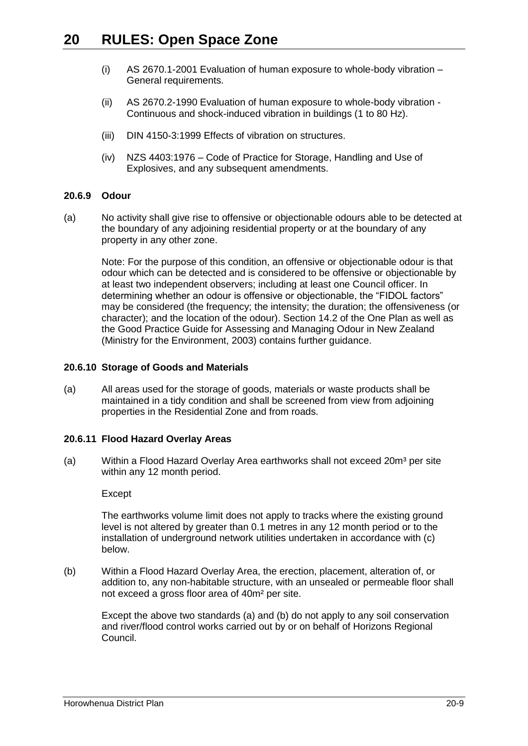(i) AS 2670.1-2001 Evaluation of human exposure to whole-body vibration – General requirements.

(ii) AS 2670.2-1990 Evaluation of human exposure to whole-body vibration - Continuous and shock-induced vibration in buildings (1 to 80 Hz).

(iii) DIN 4150-3:1999 Effects of vibration on structures.

(iv) NZS 4403:1976 – Code of Practice for Storage, Handling and Use of Explosives, and any subsequent amendments.

### 20.6.9 Odour

(a) No activity shall give rise to offensive or objectionable odours able to be detected at the boundary of any adjoining residential property or at the boundary of any property in any other zone.

Note: For the purpose of this condition, an offensive or objectionable odour is that odour which can be detected and is considered to be offensive or objectionable by at least two independent observers; including at least one Council officer. In determining whether an odour is offensive or objectionable, the "FIDOL factors" may be considered (the frequency; the intensity; the duration; the offensiveness (or character); and the location of the odour). Section 14.2 of the One Plan as well as the Good Practice Guide for Assessing and Managing Odour in New Zealand (Ministry for the Environment, 2003) contains further guidance.

### 20.6.10 Storage of Goods and Materials

(a) All areas used for the storage of goods, materials or waste products shall be maintained in a tidy condition and shall be screened from view from adjoining properties in the Residential Zone and from roads.

### 20.6.11 Flood Hazard Overlay Areas

(a) Within a Flood Hazard Overlay Area earthworks shall not exceed 20m³ per site within any 12 month period.

Except

The earthworks volume limit does not apply to tracks where the existing ground level is not altered by greater than 0.1 metres in any 12 month period or to the installation of underground network utilities undertaken in accordance with (c) below.

(b) Within a Flood Hazard Overlay Area, the erection, placement, alteration of, or addition to, any non-habitable structure, with an unsealed or permeable floor shall not exceed a gross floor area of 40m² per site.

Except the above two standards (a) and (b) do not apply to any soil conservation and river/flood control works carried out by or on behalf of Horizons Regional Council.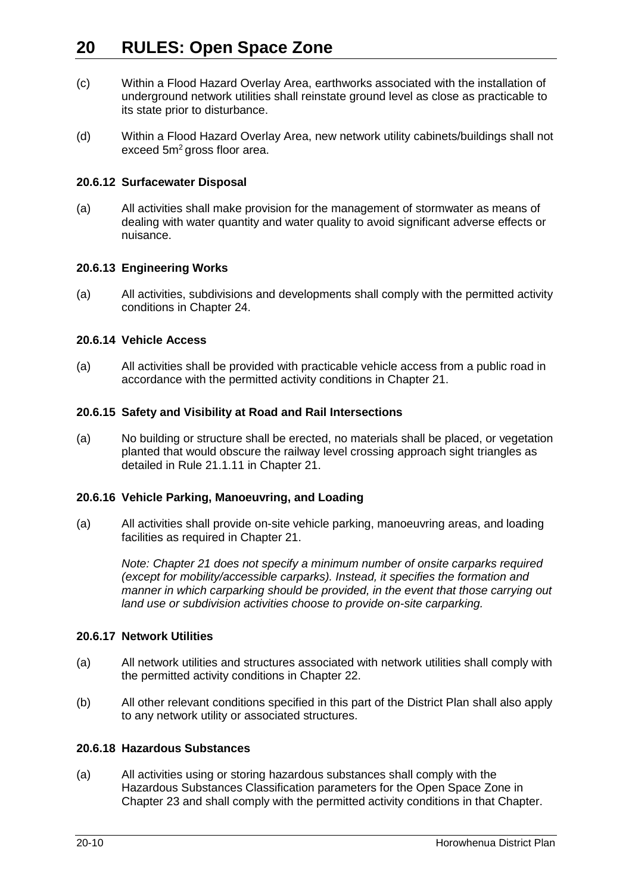(c) Within a Flood Hazard Overlay Area, earthworks associated with the installation of underground network utilities shall reinstate ground level as close as practicable to its state prior to disturbance.

(d) Within a Flood Hazard Overlay Area, new network utility cabinets/buildings shall not exceed 5m$^2$ gross floor area.

### 20.6.12 Surfacewater Disposal

(a) All activities shall make provision for the management of stormwater as means of dealing with water quantity and water quality to avoid significant adverse effects or nuisance.

### 20.6.13 Engineering Works

(a) All activities, subdivisions and developments shall comply with the permitted activity conditions in Chapter 24.

### 20.6.14 Vehicle Access

(a) All activities shall be provided with practicable vehicle access from a public road in accordance with the permitted activity conditions in Chapter 21.

### 20.6.15 Safety and Visibility at Road and Rail Intersections

(a) No building or structure shall be erected, no materials shall be placed, or vegetation planted that would obscure the railway level crossing approach sight triangles as detailed in Rule 21.1.11 in Chapter 21.

### 20.6.16 Vehicle Parking, Manoeuvring, and Loading

(a) All activities shall provide on-site vehicle parking, manoeuvring areas, and loading facilities as required in Chapter 21.

*Note: Chapter 21 does not specify a minimum number of onsite carparks required (except for mobility/accessible carparks). Instead, it specifies the formation and manner in which carparking should be provided, in the event that those carrying out land use or subdivision activities choose to provide on-site carparking.*

### 20.6.17 Network Utilities

(a) All network utilities and structures associated with network utilities shall comply with the permitted activity conditions in Chapter 22.

(b) All other relevant conditions specified in this part of the District Plan shall also apply to any network utility or associated structures.

### 20.6.18 Hazardous Substances

(a) All activities using or storing hazardous substances shall comply with the Hazardous Substances Classification parameters for the Open Space Zone in Chapter 23 and shall comply with the permitted activity conditions in that Chapter.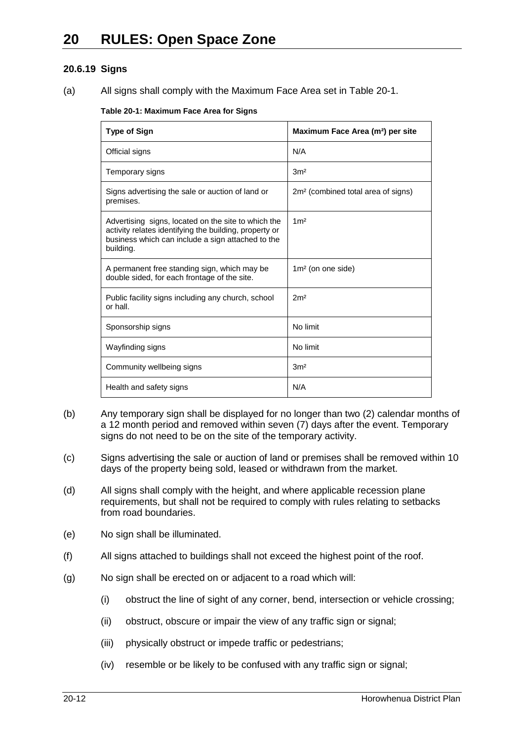# 20 RULES: Open Space Zone

### 20.6.19 Signs

(a) All signs shall comply with the Maximum Face Area set in Table 20-1.

**Table 20-1: Maximum Face Area for Signs**

| Type of Sign | Maximum Face Area (m²) per site |
| --- | --- |
| Official signs | N/A |
| Temporary signs | 3m² |
| Signs advertising the sale or auction of land or premises. | 2m² (combined total area of signs) |
| Advertising signs, located on the site to which the activity relates identifying the building, property or business which can include a sign attached to the building. | 1m² |
| A permanent free standing sign, which may be double sided, for each frontage of the site. | 1m² (on one side) |
| Public facility signs including any church, school or hall. | 2m² |
| Sponsorship signs | No limit |
| Wayfinding signs | No limit |
| Community wellbeing signs | 3m² |
| Health and safety signs | N/A |

(b) Any temporary sign shall be displayed for no longer than two (2) calendar months of a 12 month period and removed within seven (7) days after the event. Temporary signs do not need to be on the site of the temporary activity.

(c) Signs advertising the sale or auction of land or premises shall be removed within 10 days of the property being sold, leased or withdrawn from the market.

(d) All signs shall comply with the height, and where applicable recession plane requirements, but shall not be required to comply with rules relating to setbacks from road boundaries.

(e) No sign shall be illuminated.

(f) All signs attached to buildings shall not exceed the highest point of the roof.

(g) No sign shall be erected on or adjacent to a road which will:

  (i) obstruct the line of sight of any corner, bend, intersection or vehicle crossing;

  (ii) obstruct, obscure or impair the view of any traffic sign or signal;

  (iii) physically obstruct or impede traffic or pedestrians;

  (iv) resemble or be likely to be confused with any traffic sign or signal;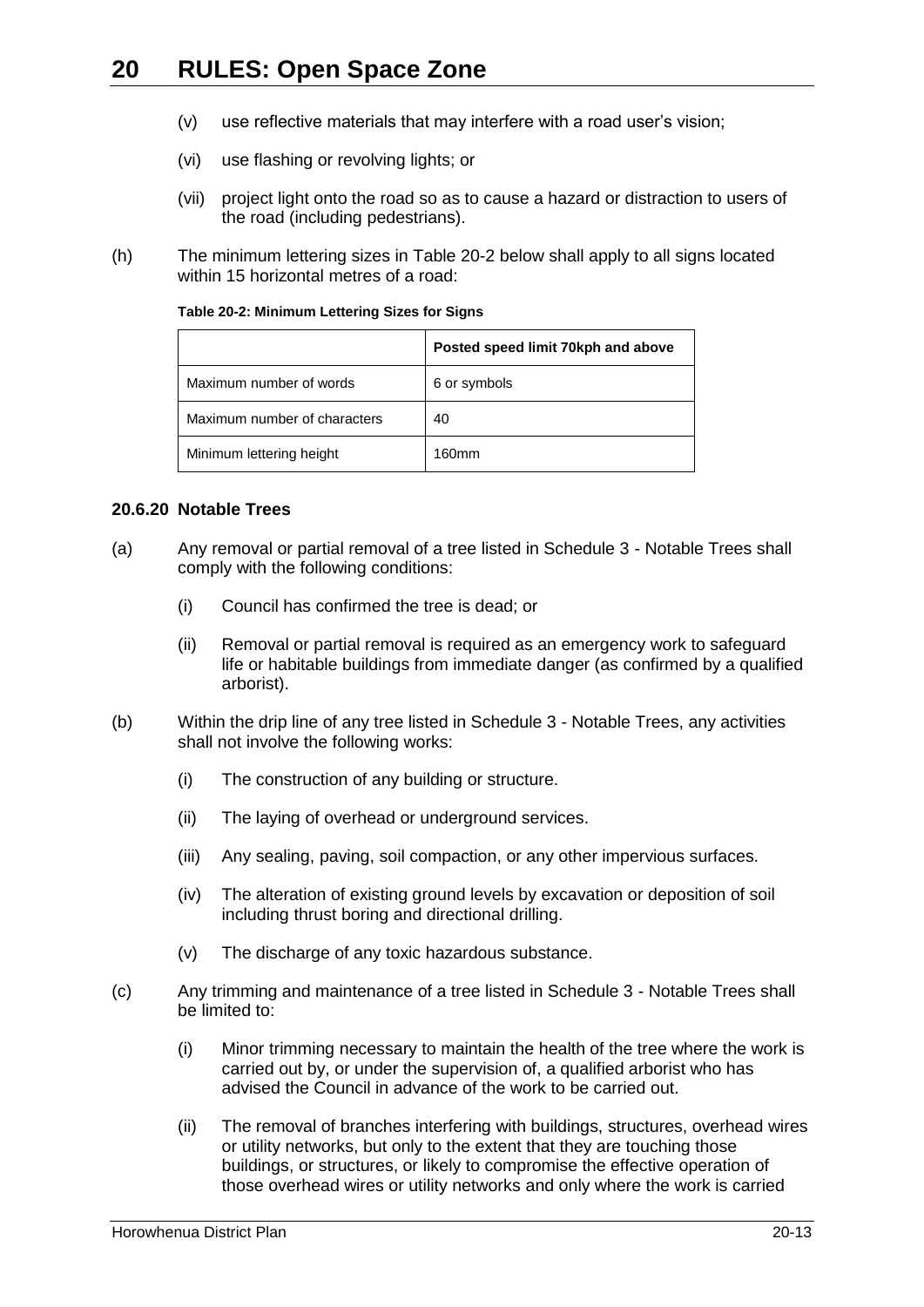(v) use reflective materials that may interfere with a road user's vision;

(vi) use flashing or revolving lights; or

(vii) project light onto the road so as to cause a hazard or distraction to users of the road (including pedestrians).

(h) The minimum lettering sizes in Table 20-2 below shall apply to all signs located within 15 horizontal metres of a road:

**Table 20-2: Minimum Lettering Sizes for Signs**

| | Posted speed limit 70kph and above |
|---|---|
| Maximum number of words | 6 or symbols |
| Maximum number of characters | 40 |
| Minimum lettering height | 160mm |

### 20.6.20 Notable Trees

(a) Any removal or partial removal of a tree listed in Schedule 3 - Notable Trees shall comply with the following conditions:

(i) Council has confirmed the tree is dead; or

(ii) Removal or partial removal is required as an emergency work to safeguard life or habitable buildings from immediate danger (as confirmed by a qualified arborist).

(b) Within the drip line of any tree listed in Schedule 3 - Notable Trees, any activities shall not involve the following works:

(i) The construction of any building or structure.

(ii) The laying of overhead or underground services.

(iii) Any sealing, paving, soil compaction, or any other impervious surfaces.

(iv) The alteration of existing ground levels by excavation or deposition of soil including thrust boring and directional drilling.

(v) The discharge of any toxic hazardous substance.

(c) Any trimming and maintenance of a tree listed in Schedule 3 - Notable Trees shall be limited to:

(i) Minor trimming necessary to maintain the health of the tree where the work is carried out by, or under the supervision of, a qualified arborist who has advised the Council in advance of the work to be carried out.

(ii) The removal of branches interfering with buildings, structures, overhead wires or utility networks, but only to the extent that they are touching those buildings, or structures, or likely to compromise the effective operation of those overhead wires or utility networks and only where the work is carried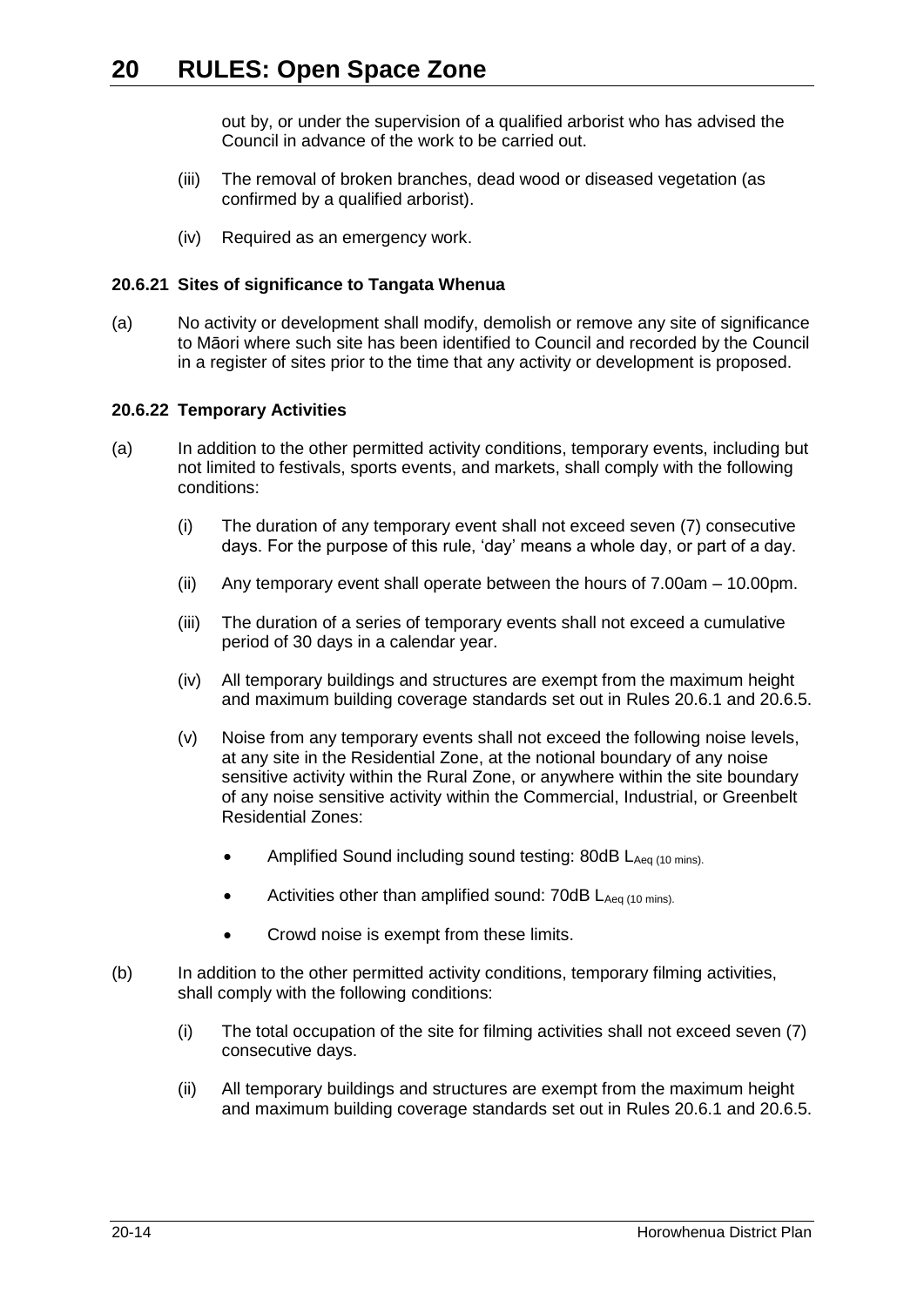out by, or under the supervision of a qualified arborist who has advised the Council in advance of the work to be carried out.

(iii) The removal of broken branches, dead wood or diseased vegetation (as confirmed by a qualified arborist).

(iv) Required as an emergency work.

**20.6.21 Sites of significance to Tangata Whenua**

(a) No activity or development shall modify, demolish or remove any site of significance to Māori where such site has been identified to Council and recorded by the Council in a register of sites prior to the time that any activity or development is proposed.

**20.6.22 Temporary Activities**

(a) In addition to the other permitted activity conditions, temporary events, including but not limited to festivals, sports events, and markets, shall comply with the following conditions:

(i) The duration of any temporary event shall not exceed seven (7) consecutive days. For the purpose of this rule, 'day' means a whole day, or part of a day.

(ii) Any temporary event shall operate between the hours of 7.00am – 10.00pm.

(iii) The duration of a series of temporary events shall not exceed a cumulative period of 30 days in a calendar year.

(iv) All temporary buildings and structures are exempt from the maximum height and maximum building coverage standards set out in Rules 20.6.1 and 20.6.5.

(v) Noise from any temporary events shall not exceed the following noise levels, at any site in the Residential Zone, at the notional boundary of any noise sensitive activity within the Rural Zone, or anywhere within the site boundary of any noise sensitive activity within the Commercial, Industrial, or Greenbelt Residential Zones:

- Amplified Sound including sound testing: 80dB $L_{Aeq\ (10\ mins)}$.
- Activities other than amplified sound: 70dB $L_{Aeq\ (10\ mins)}$.
- Crowd noise is exempt from these limits.

(b) In addition to the other permitted activity conditions, temporary filming activities, shall comply with the following conditions:

(i) The total occupation of the site for filming activities shall not exceed seven (7) consecutive days.

(ii) All temporary buildings and structures are exempt from the maximum height and maximum building coverage standards set out in Rules 20.6.1 and 20.6.5.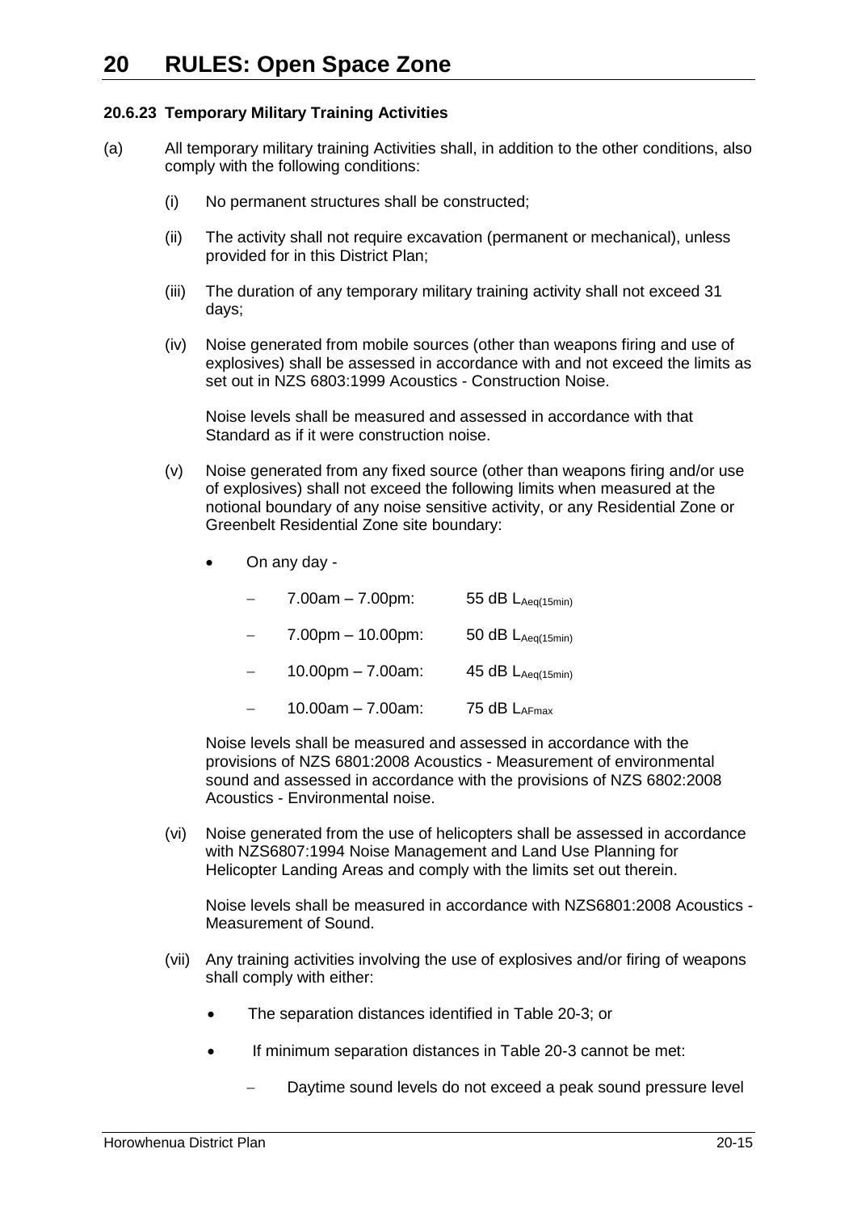# 20 RULES: Open Space Zone

### 20.6.23 Temporary Military Training Activities

(a) All temporary military training Activities shall, in addition to the other conditions, also comply with the following conditions:

(i) No permanent structures shall be constructed;

(ii) The activity shall not require excavation (permanent or mechanical), unless provided for in this District Plan;

(iii) The duration of any temporary military training activity shall not exceed 31 days;

(iv) Noise generated from mobile sources (other than weapons firing and use of explosives) shall be assessed in accordance with and not exceed the limits as set out in NZS 6803:1999 Acoustics - Construction Noise.

Noise levels shall be measured and assessed in accordance with that Standard as if it were construction noise.

(v) Noise generated from any fixed source (other than weapons firing and/or use of explosives) shall not exceed the following limits when measured at the notional boundary of any noise sensitive activity, or any Residential Zone or Greenbelt Residential Zone site boundary:

- On any day -
  - 7.00am – 7.00pm: 55 dB $L_{Aeq(15min)}$
  - 7.00pm – 10.00pm: 50 dB $L_{Aeq(15min)}$
  - 10.00pm – 7.00am: 45 dB $L_{Aeq(15min)}$
  - 10.00am – 7.00am: 75 dB $L_{AFmax}$

Noise levels shall be measured and assessed in accordance with the provisions of NZS 6801:2008 Acoustics - Measurement of environmental sound and assessed in accordance with the provisions of NZS 6802:2008 Acoustics - Environmental noise.

(vi) Noise generated from the use of helicopters shall be assessed in accordance with NZS6807:1994 Noise Management and Land Use Planning for Helicopter Landing Areas and comply with the limits set out therein.

Noise levels shall be measured in accordance with NZS6801:2008 Acoustics - Measurement of Sound.

(vii) Any training activities involving the use of explosives and/or firing of weapons shall comply with either:

- The separation distances identified in Table 20-3; or
- If minimum separation distances in Table 20-3 cannot be met:
  - Daytime sound levels do not exceed a peak sound pressure level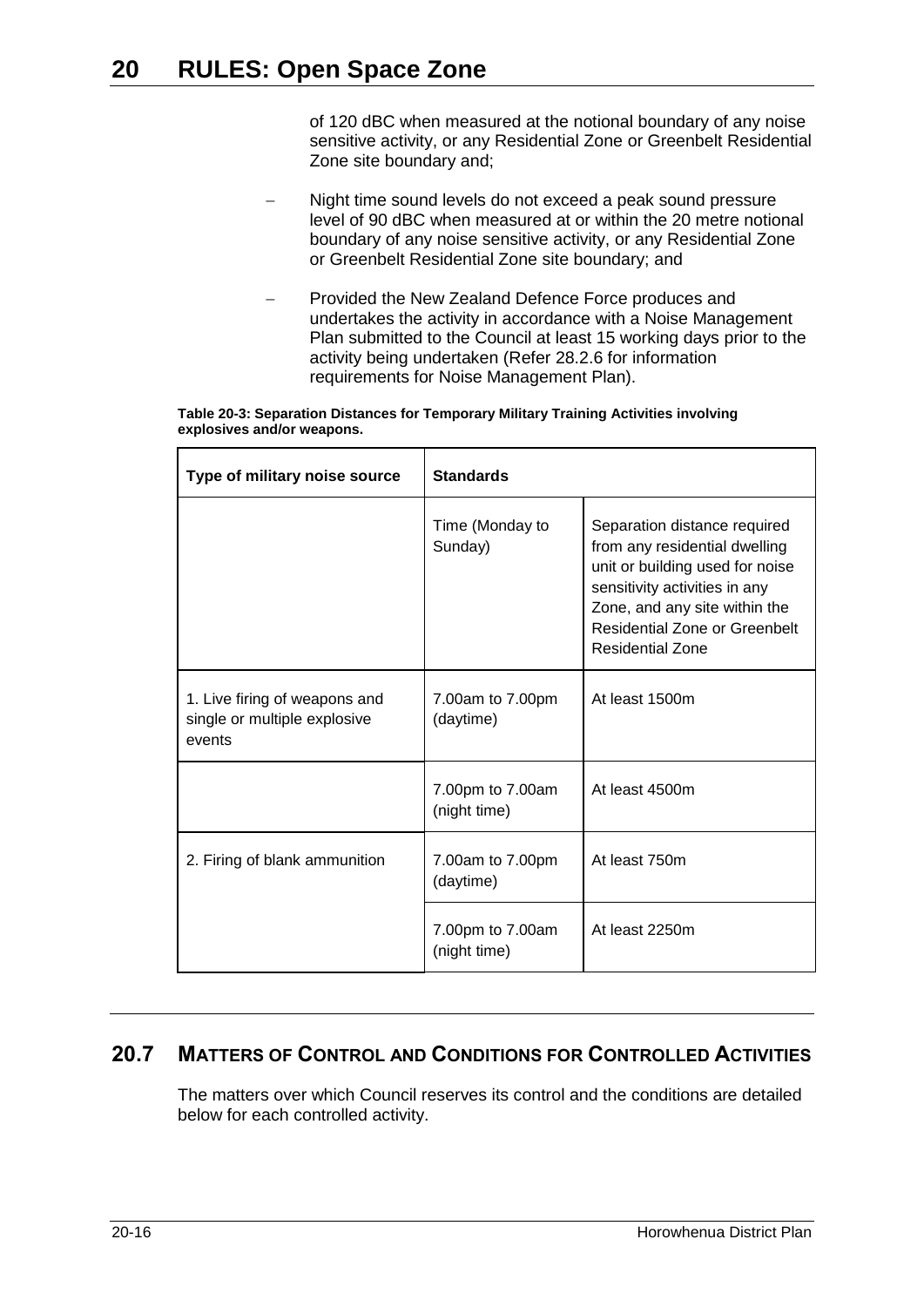of 120 dBC when measured at the notional boundary of any noise sensitive activity, or any Residential Zone or Greenbelt Residential Zone site boundary and;

- Night time sound levels do not exceed a peak sound pressure level of 90 dBC when measured at or within the 20 metre notional boundary of any noise sensitive activity, or any Residential Zone or Greenbelt Residential Zone site boundary; and
- Provided the New Zealand Defence Force produces and undertakes the activity in accordance with a Noise Management Plan submitted to the Council at least 15 working days prior to the activity being undertaken (Refer 28.2.6 for information requirements for Noise Management Plan).

**Table 20-3: Separation Distances for Temporary Military Training Activities involving explosives and/or weapons.**

| Type of military noise source | Standards | |
|---|---|---|
| | Time (Monday to Sunday) | Separation distance required from any residential dwelling unit or building used for noise sensitivity activities in any Zone, and any site within the Residential Zone or Greenbelt Residential Zone |
| 1. Live firing of weapons and single or multiple explosive events | 7.00am to 7.00pm (daytime) | At least 1500m |
| | 7.00pm to 7.00am (night time) | At least 4500m |
| 2. Firing of blank ammunition | 7.00am to 7.00pm (daytime) | At least 750m |
| | 7.00pm to 7.00am (night time) | At least 2250m |

## 20.7 MATTERS OF CONTROL AND CONDITIONS FOR CONTROLLED ACTIVITIES

The matters over which Council reserves its control and the conditions are detailed below for each controlled activity.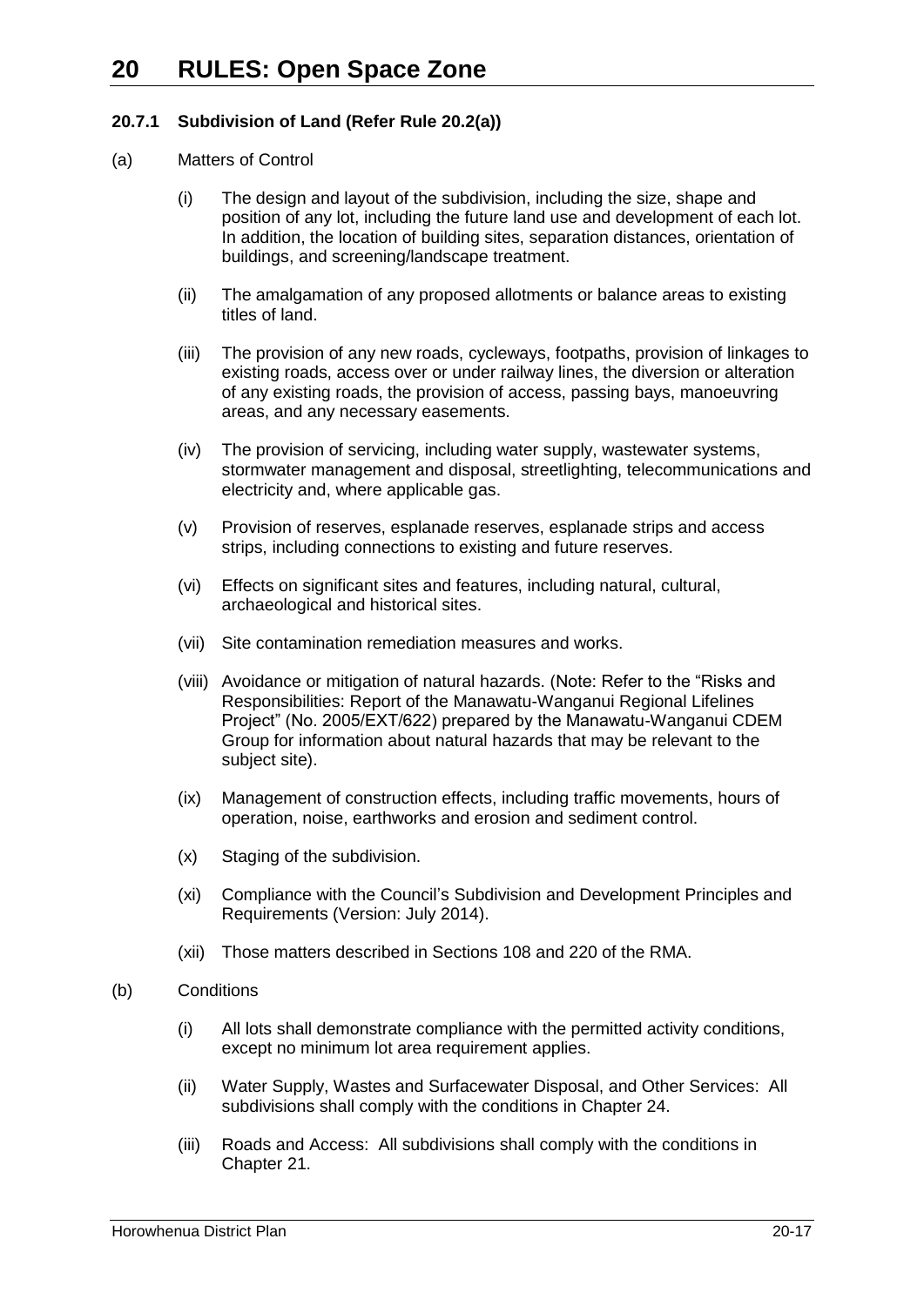# 20 RULES: Open Space Zone

### 20.7.1 Subdivision of Land (Refer Rule 20.2(a))

(a) Matters of Control

(i) The design and layout of the subdivision, including the size, shape and position of any lot, including the future land use and development of each lot. In addition, the location of building sites, separation distances, orientation of buildings, and screening/landscape treatment.

(ii) The amalgamation of any proposed allotments or balance areas to existing titles of land.

(iii) The provision of any new roads, cycleways, footpaths, provision of linkages to existing roads, access over or under railway lines, the diversion or alteration of any existing roads, the provision of access, passing bays, manoeuvring areas, and any necessary easements.

(iv) The provision of servicing, including water supply, wastewater systems, stormwater management and disposal, streetlighting, telecommunications and electricity and, where applicable gas.

(v) Provision of reserves, esplanade reserves, esplanade strips and access strips, including connections to existing and future reserves.

(vi) Effects on significant sites and features, including natural, cultural, archaeological and historical sites.

(vii) Site contamination remediation measures and works.

(viii) Avoidance or mitigation of natural hazards. (Note: Refer to the "Risks and Responsibilities: Report of the Manawatu-Wanganui Regional Lifelines Project" (No. 2005/EXT/622) prepared by the Manawatu-Wanganui CDEM Group for information about natural hazards that may be relevant to the subject site).

(ix) Management of construction effects, including traffic movements, hours of operation, noise, earthworks and erosion and sediment control.

(x) Staging of the subdivision.

(xi) Compliance with the Council's Subdivision and Development Principles and Requirements (Version: July 2014).

(xii) Those matters described in Sections 108 and 220 of the RMA.

(b) Conditions

(i) All lots shall demonstrate compliance with the permitted activity conditions, except no minimum lot area requirement applies.

(ii) Water Supply, Wastes and Surfacewater Disposal, and Other Services: All subdivisions shall comply with the conditions in Chapter 24.

(iii) Roads and Access: All subdivisions shall comply with the conditions in Chapter 21.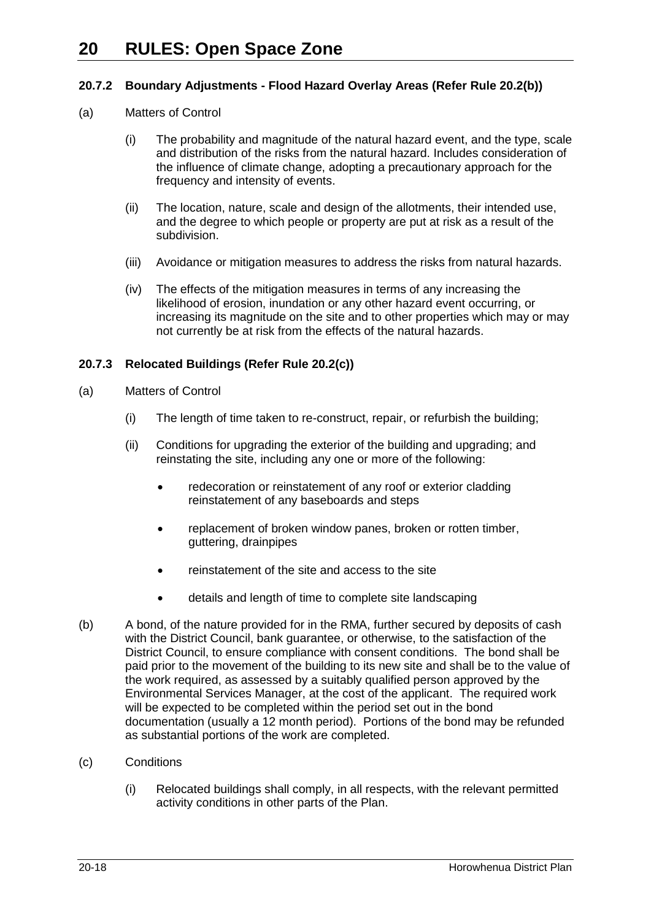# 20 RULES: Open Space Zone

### 20.7.2 Boundary Adjustments - Flood Hazard Overlay Areas (Refer Rule 20.2(b))

(a) Matters of Control

(i) The probability and magnitude of the natural hazard event, and the type, scale and distribution of the risks from the natural hazard. Includes consideration of the influence of climate change, adopting a precautionary approach for the frequency and intensity of events.

(ii) The location, nature, scale and design of the allotments, their intended use, and the degree to which people or property are put at risk as a result of the subdivision.

(iii) Avoidance or mitigation measures to address the risks from natural hazards.

(iv) The effects of the mitigation measures in terms of any increasing the likelihood of erosion, inundation or any other hazard event occurring, or increasing its magnitude on the site and to other properties which may or may not currently be at risk from the effects of the natural hazards.

### 20.7.3 Relocated Buildings (Refer Rule 20.2(c))

(a) Matters of Control

(i) The length of time taken to re-construct, repair, or refurbish the building;

(ii) Conditions for upgrading the exterior of the building and upgrading; and reinstating the site, including any one or more of the following:

- redecoration or reinstatement of any roof or exterior cladding reinstatement of any baseboards and steps
- replacement of broken window panes, broken or rotten timber, guttering, drainpipes
- reinstatement of the site and access to the site
- details and length of time to complete site landscaping

(b) A bond, of the nature provided for in the RMA, further secured by deposits of cash with the District Council, bank guarantee, or otherwise, to the satisfaction of the District Council, to ensure compliance with consent conditions. The bond shall be paid prior to the movement of the building to its new site and shall be to the value of the work required, as assessed by a suitably qualified person approved by the Environmental Services Manager, at the cost of the applicant. The required work will be expected to be completed within the period set out in the bond documentation (usually a 12 month period). Portions of the bond may be refunded as substantial portions of the work are completed.

(c) Conditions

(i) Relocated buildings shall comply, in all respects, with the relevant permitted activity conditions in other parts of the Plan.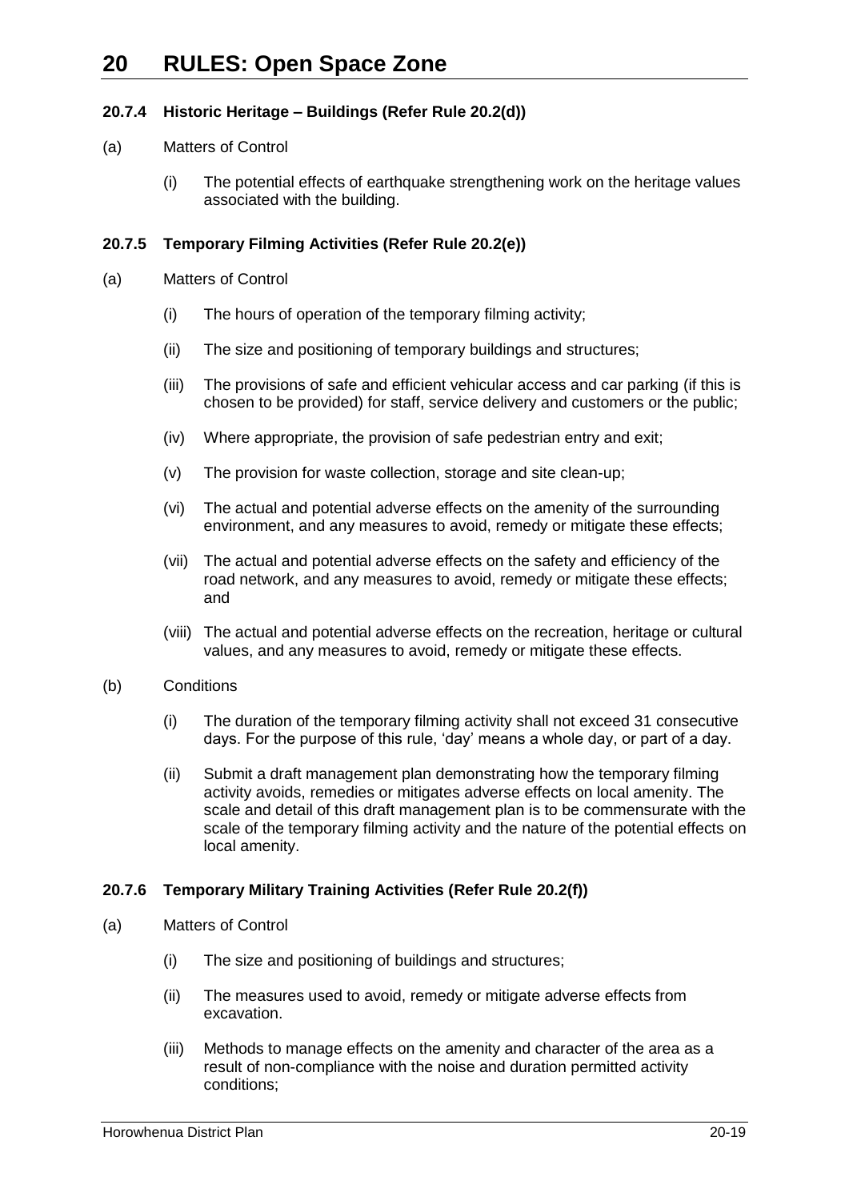### 20.7.4 Historic Heritage – Buildings (Refer Rule 20.2(d))

(a) Matters of Control

(i) The potential effects of earthquake strengthening work on the heritage values associated with the building.

### 20.7.5 Temporary Filming Activities (Refer Rule 20.2(e))

(a) Matters of Control

(i) The hours of operation of the temporary filming activity;

(ii) The size and positioning of temporary buildings and structures;

(iii) The provisions of safe and efficient vehicular access and car parking (if this is chosen to be provided) for staff, service delivery and customers or the public;

(iv) Where appropriate, the provision of safe pedestrian entry and exit;

(v) The provision for waste collection, storage and site clean-up;

(vi) The actual and potential adverse effects on the amenity of the surrounding environment, and any measures to avoid, remedy or mitigate these effects;

(vii) The actual and potential adverse effects on the safety and efficiency of the road network, and any measures to avoid, remedy or mitigate these effects; and

(viii) The actual and potential adverse effects on the recreation, heritage or cultural values, and any measures to avoid, remedy or mitigate these effects.

(b) Conditions

(i) The duration of the temporary filming activity shall not exceed 31 consecutive days. For the purpose of this rule, 'day' means a whole day, or part of a day.

(ii) Submit a draft management plan demonstrating how the temporary filming activity avoids, remedies or mitigates adverse effects on local amenity. The scale and detail of this draft management plan is to be commensurate with the scale of the temporary filming activity and the nature of the potential effects on local amenity.

### 20.7.6 Temporary Military Training Activities (Refer Rule 20.2(f))

(a) Matters of Control

(i) The size and positioning of buildings and structures;

(ii) The measures used to avoid, remedy or mitigate adverse effects from excavation.

(iii) Methods to manage effects on the amenity and character of the area as a result of non-compliance with the noise and duration permitted activity conditions;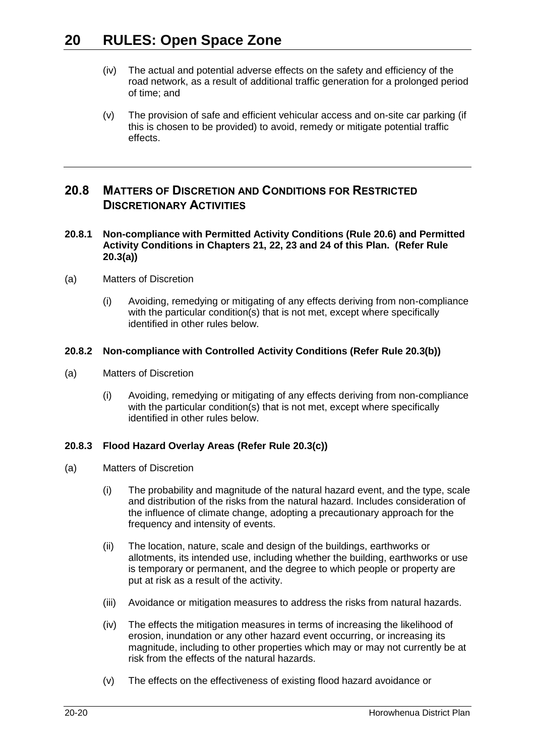(iv) The actual and potential adverse effects on the safety and efficiency of the road network, as a result of additional traffic generation for a prolonged period of time; and

(v) The provision of safe and efficient vehicular access and on-site car parking (if this is chosen to be provided) to avoid, remedy or mitigate potential traffic effects.

## 20.8 MATTERS OF DISCRETION AND CONDITIONS FOR RESTRICTED DISCRETIONARY ACTIVITIES

### 20.8.1 Non-compliance with Permitted Activity Conditions (Rule 20.6) and Permitted Activity Conditions in Chapters 21, 22, 23 and 24 of this Plan. (Refer Rule 20.3(a))

(a) Matters of Discretion

(i) Avoiding, remedying or mitigating of any effects deriving from non-compliance with the particular condition(s) that is not met, except where specifically identified in other rules below.

### 20.8.2 Non-compliance with Controlled Activity Conditions (Refer Rule 20.3(b))

(a) Matters of Discretion

(i) Avoiding, remedying or mitigating of any effects deriving from non-compliance with the particular condition(s) that is not met, except where specifically identified in other rules below.

### 20.8.3 Flood Hazard Overlay Areas (Refer Rule 20.3(c))

(a) Matters of Discretion

(i) The probability and magnitude of the natural hazard event, and the type, scale and distribution of the risks from the natural hazard. Includes consideration of the influence of climate change, adopting a precautionary approach for the frequency and intensity of events.

(ii) The location, nature, scale and design of the buildings, earthworks or allotments, its intended use, including whether the building, earthworks or use is temporary or permanent, and the degree to which people or property are put at risk as a result of the activity.

(iii) Avoidance or mitigation measures to address the risks from natural hazards.

(iv) The effects the mitigation measures in terms of increasing the likelihood of erosion, inundation or any other hazard event occurring, or increasing its magnitude, including to other properties which may or may not currently be at risk from the effects of the natural hazards.

(v) The effects on the effectiveness of existing flood hazard avoidance or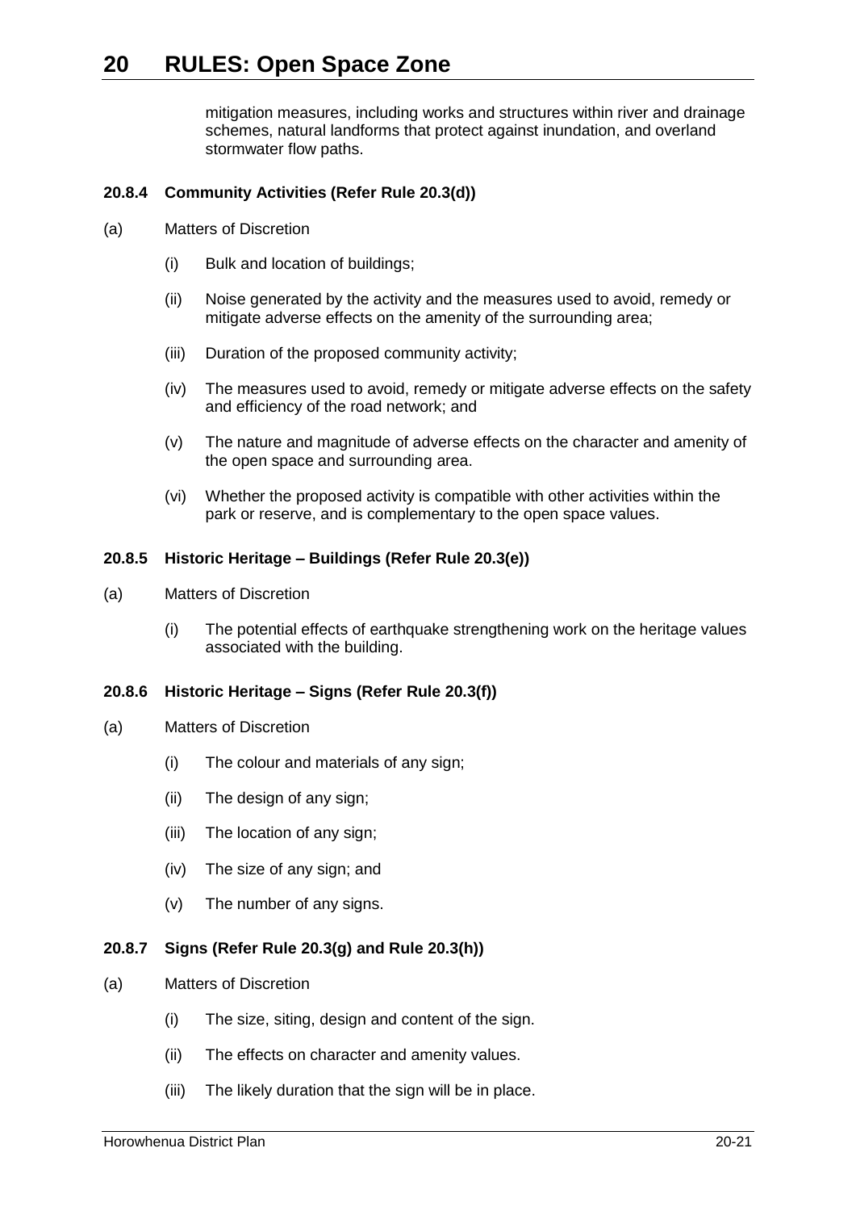mitigation measures, including works and structures within river and drainage schemes, natural landforms that protect against inundation, and overland stormwater flow paths.

#### 20.8.4 Community Activities (Refer Rule 20.3(d))

(a) Matters of Discretion

(i) Bulk and location of buildings;

(ii) Noise generated by the activity and the measures used to avoid, remedy or mitigate adverse effects on the amenity of the surrounding area;

(iii) Duration of the proposed community activity;

(iv) The measures used to avoid, remedy or mitigate adverse effects on the safety and efficiency of the road network; and

(v) The nature and magnitude of adverse effects on the character and amenity of the open space and surrounding area.

(vi) Whether the proposed activity is compatible with other activities within the park or reserve, and is complementary to the open space values.

#### 20.8.5 Historic Heritage – Buildings (Refer Rule 20.3(e))

(a) Matters of Discretion

(i) The potential effects of earthquake strengthening work on the heritage values associated with the building.

#### 20.8.6 Historic Heritage – Signs (Refer Rule 20.3(f))

(a) Matters of Discretion

(i) The colour and materials of any sign;

(ii) The design of any sign;

(iii) The location of any sign;

(iv) The size of any sign; and

(v) The number of any signs.

#### 20.8.7 Signs (Refer Rule 20.3(g) and Rule 20.3(h))

(a) Matters of Discretion

(i) The size, siting, design and content of the sign.

(ii) The effects on character and amenity values.

(iii) The likely duration that the sign will be in place.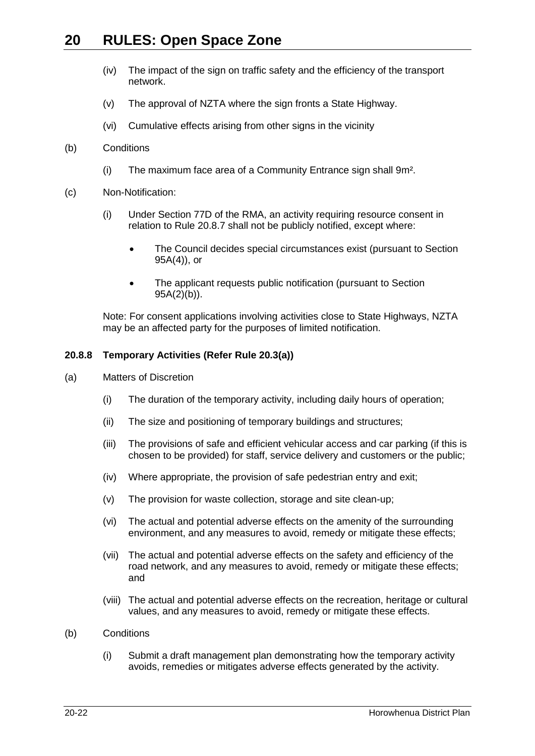(iv) The impact of the sign on traffic safety and the efficiency of the transport network.

(v) The approval of NZTA where the sign fronts a State Highway.

(vi) Cumulative effects arising from other signs in the vicinity

(b) Conditions

(i) The maximum face area of a Community Entrance sign shall 9m².

(c) Non-Notification:

(i) Under Section 77D of the RMA, an activity requiring resource consent in relation to Rule 20.8.7 shall not be publicly notified, except where:

- The Council decides special circumstances exist (pursuant to Section 95A(4)), or
- The applicant requests public notification (pursuant to Section 95A(2)(b)).

Note: For consent applications involving activities close to State Highways, NZTA may be an affected party for the purposes of limited notification.

### 20.8.8 Temporary Activities (Refer Rule 20.3(a))

(a) Matters of Discretion

(i) The duration of the temporary activity, including daily hours of operation;

(ii) The size and positioning of temporary buildings and structures;

(iii) The provisions of safe and efficient vehicular access and car parking (if this is chosen to be provided) for staff, service delivery and customers or the public;

(iv) Where appropriate, the provision of safe pedestrian entry and exit;

(v) The provision for waste collection, storage and site clean-up;

(vi) The actual and potential adverse effects on the amenity of the surrounding environment, and any measures to avoid, remedy or mitigate these effects;

(vii) The actual and potential adverse effects on the safety and efficiency of the road network, and any measures to avoid, remedy or mitigate these effects; and

(viii) The actual and potential adverse effects on the recreation, heritage or cultural values, and any measures to avoid, remedy or mitigate these effects.

(b) Conditions

(i) Submit a draft management plan demonstrating how the temporary activity avoids, remedies or mitigates adverse effects generated by the activity.